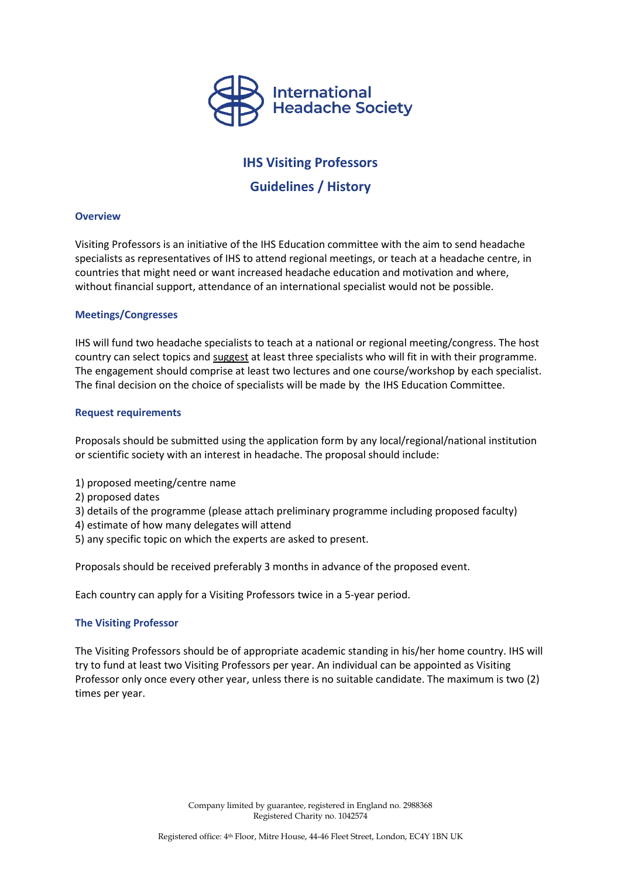International Headache Society

# IHS Visiting Professors

# Guidelines / History

### Overview

Visiting Professors is an initiative of the IHS Education committee with the aim to send headache specialists as representatives of IHS to attend regional meetings, or teach at a headache centre, in countries that might need or want increased headache education and motivation and where, without financial support, attendance of an international specialist would not be possible.

### Meetings/Congresses

IHS will fund two headache specialists to teach at a national or regional meeting/congress. The host country can select topics and <u>suggest</u> at least three specialists who will fit in with their programme. The engagement should comprise at least two lectures and one course/workshop by each specialist. The final decision on the choice of specialists will be made by the IHS Education Committee.

### Request requirements

Proposals should be submitted using the application form by any local/regional/national institution or scientific society with an interest in headache. The proposal should include:

1) proposed meeting/centre name
2) proposed dates
3) details of the programme (please attach preliminary programme including proposed faculty)
4) estimate of how many delegates will attend
5) any specific topic on which the experts are asked to present.

Proposals should be received preferably 3 months in advance of the proposed event.

Each country can apply for a Visiting Professors twice in a 5-year period.

### The Visiting Professor

The Visiting Professors should be of appropriate academic standing in his/her home country. IHS will try to fund at least two Visiting Professors per year. An individual can be appointed as Visiting Professor only once every other year, unless there is no suitable candidate. The maximum is two (2) times per year.

Company limited by guarantee, registered in England no. 2988368
Registered Charity no. 1042574

Registered office: 4th Floor, Mitre House, 44-46 Fleet Street, London, EC4Y 1BN UK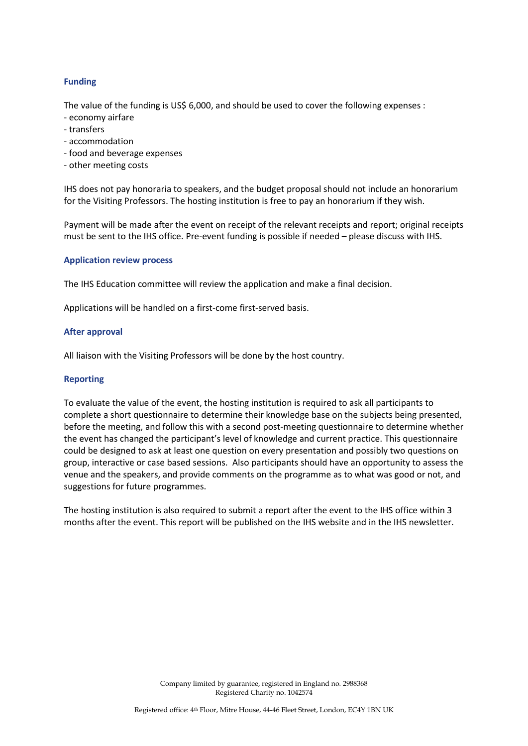## Funding

The value of the funding is US$ 6,000, and should be used to cover the following expenses :

- economy airfare
- transfers
- accommodation
- food and beverage expenses
- other meeting costs

IHS does not pay honoraria to speakers, and the budget proposal should not include an honorarium for the Visiting Professors. The hosting institution is free to pay an honorarium if they wish.

Payment will be made after the event on receipt of the relevant receipts and report; original receipts must be sent to the IHS office. Pre-event funding is possible if needed – please discuss with IHS.

## Application review process

The IHS Education committee will review the application and make a final decision.

Applications will be handled on a first-come first-served basis.

## After approval

All liaison with the Visiting Professors will be done by the host country.

## Reporting

To evaluate the value of the event, the hosting institution is required to ask all participants to complete a short questionnaire to determine their knowledge base on the subjects being presented, before the meeting, and follow this with a second post-meeting questionnaire to determine whether the event has changed the participant's level of knowledge and current practice. This questionnaire could be designed to ask at least one question on every presentation and possibly two questions on group, interactive or case based sessions. Also participants should have an opportunity to assess the venue and the speakers, and provide comments on the programme as to what was good or not, and suggestions for future programmes.

The hosting institution is also required to submit a report after the event to the IHS office within 3 months after the event. This report will be published on the IHS website and in the IHS newsletter.

Company limited by guarantee, registered in England no. 2988368
Registered Charity no. 1042574

Registered office: 4th Floor, Mitre House, 44-46 Fleet Street, London, EC4Y 1BN UK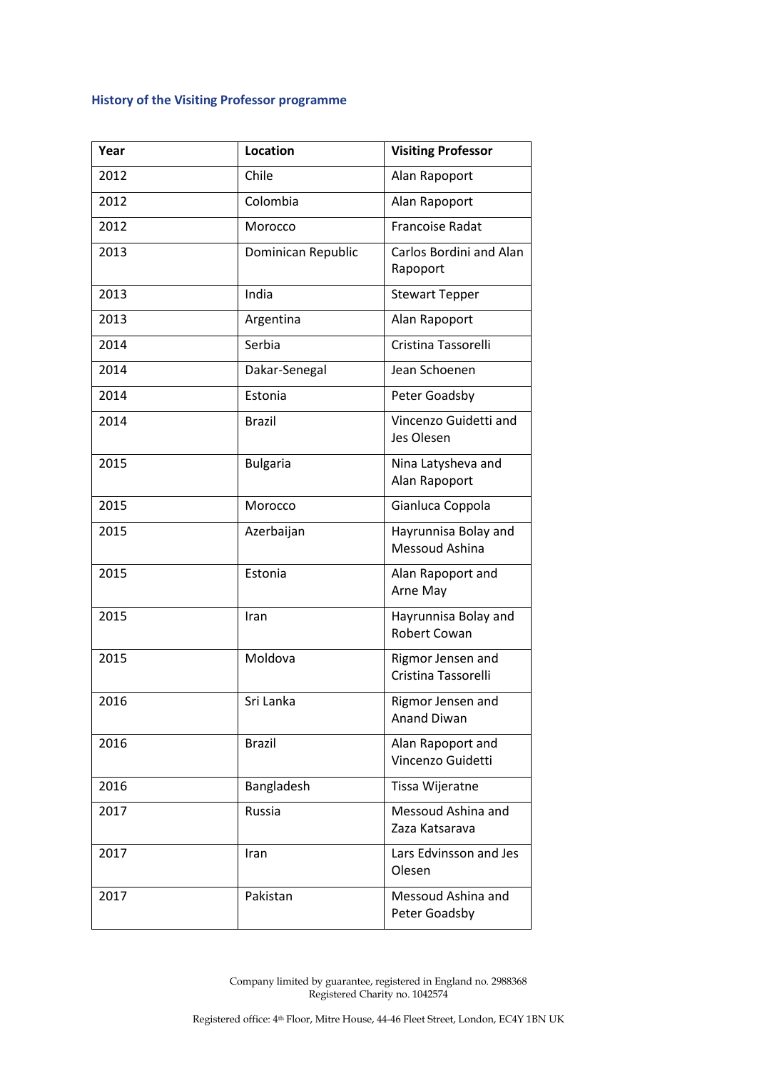### History of the Visiting Professor programme

| Year | Location | Visiting Professor |
|---|---|---|
| 2012 | Chile | Alan Rapoport |
| 2012 | Colombia | Alan Rapoport |
| 2012 | Morocco | Francoise Radat |
| 2013 | Dominican Republic | Carlos Bordini and Alan Rapoport |
| 2013 | India | Stewart Tepper |
| 2013 | Argentina | Alan Rapoport |
| 2014 | Serbia | Cristina Tassorelli |
| 2014 | Dakar-Senegal | Jean Schoenen |
| 2014 | Estonia | Peter Goadsby |
| 2014 | Brazil | Vincenzo Guidetti and Jes Olesen |
| 2015 | Bulgaria | Nina Latysheva and Alan Rapoport |
| 2015 | Morocco | Gianluca Coppola |
| 2015 | Azerbaijan | Hayrunnisa Bolay and Messoud Ashina |
| 2015 | Estonia | Alan Rapoport and Arne May |
| 2015 | Iran | Hayrunnisa Bolay and Robert Cowan |
| 2015 | Moldova | Rigmor Jensen and Cristina Tassorelli |
| 2016 | Sri Lanka | Rigmor Jensen and Anand Diwan |
| 2016 | Brazil | Alan Rapoport and Vincenzo Guidetti |
| 2016 | Bangladesh | Tissa Wijeratne |
| 2017 | Russia | Messoud Ashina and Zaza Katsarava |
| 2017 | Iran | Lars Edvinsson and Jes Olesen |
| 2017 | Pakistan | Messoud Ashina and Peter Goadsby |

Company limited by guarantee, registered in England no. 2988368
Registered Charity no. 1042574

Registered office: 4th Floor, Mitre House, 44-46 Fleet Street, London, EC4Y 1BN UK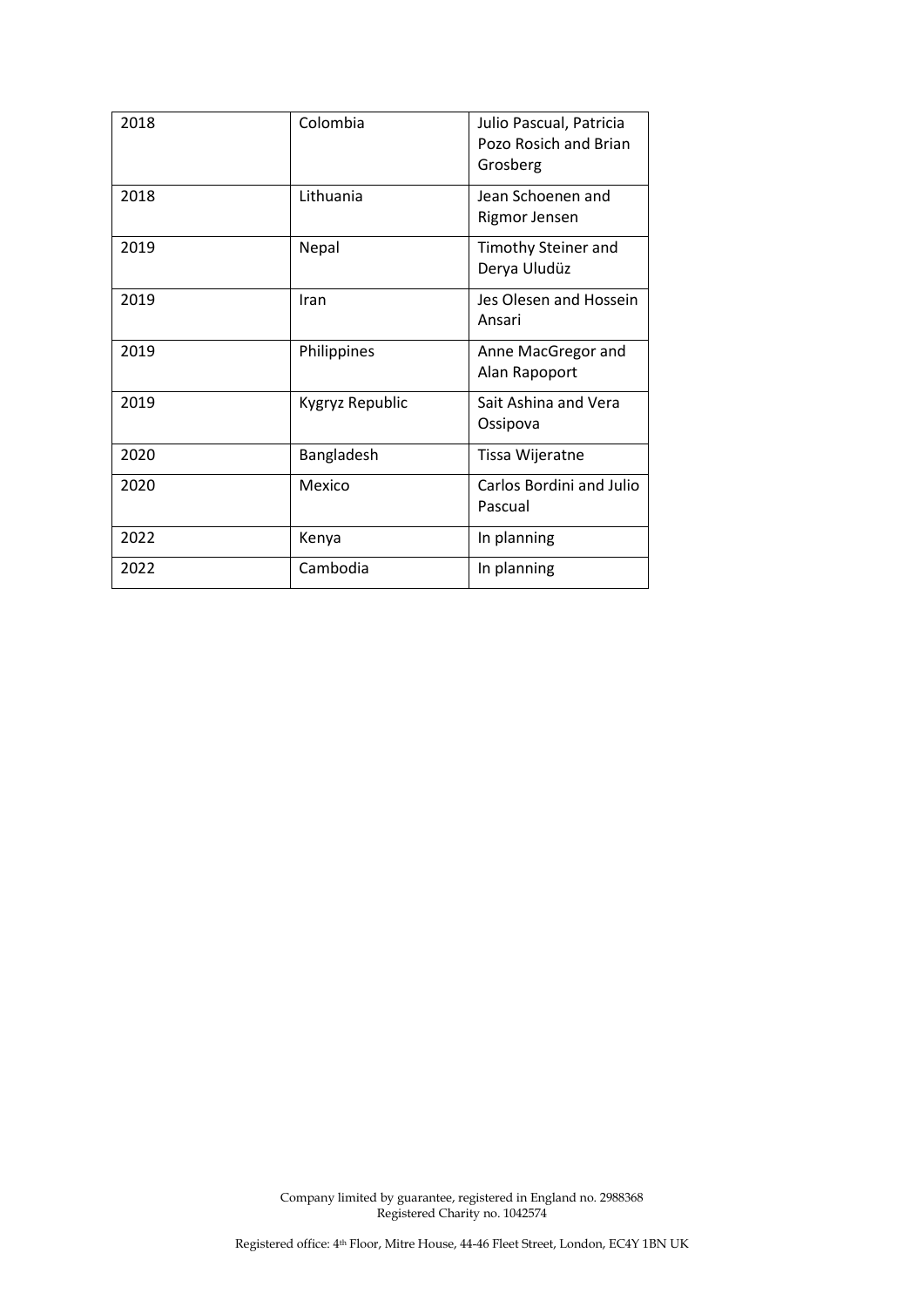| | | |
|---|---|---|
| 2018 | Colombia | Julio Pascual, Patricia Pozo Rosich and Brian Grosberg |
| 2018 | Lithuania | Jean Schoenen and Rigmor Jensen |
| 2019 | Nepal | Timothy Steiner and Derya Uludüz |
| 2019 | Iran | Jes Olesen and Hossein Ansari |
| 2019 | Philippines | Anne MacGregor and Alan Rapoport |
| 2019 | Kygryz Republic | Sait Ashina and Vera Ossipova |
| 2020 | Bangladesh | Tissa Wijeratne |
| 2020 | Mexico | Carlos Bordini and Julio Pascual |
| 2022 | Kenya | In planning |
| 2022 | Cambodia | In planning |

Company limited by guarantee, registered in England no. 2988368
Registered Charity no. 1042574

Registered office: 4th Floor, Mitre House, 44-46 Fleet Street, London, EC4Y 1BN UK